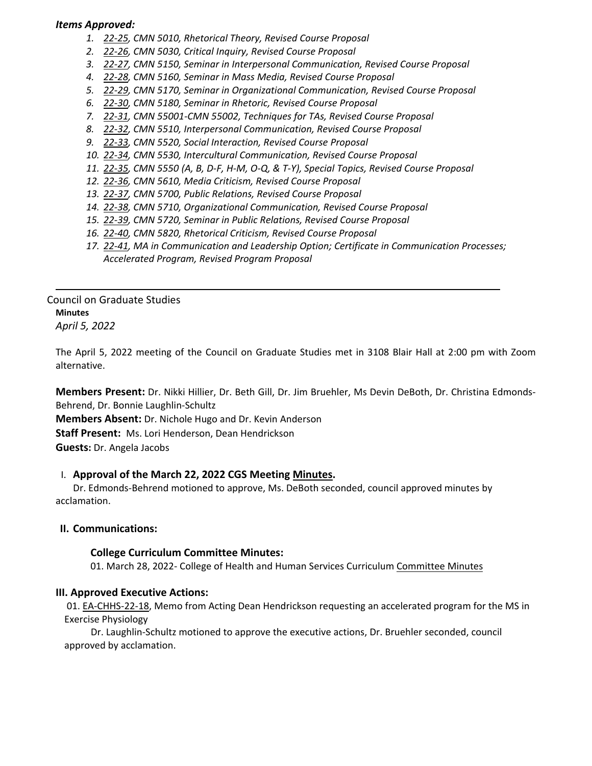***Items Approved:***

1. *22-25, CMN 5010, Rhetorical Theory, Revised Course Proposal*
2. *22-26, CMN 5030, Critical Inquiry, Revised Course Proposal*
3. *22-27, CMN 5150, Seminar in Interpersonal Communication, Revised Course Proposal*
4. *22-28, CMN 5160, Seminar in Mass Media, Revised Course Proposal*
5. *22-29, CMN 5170, Seminar in Organizational Communication, Revised Course Proposal*
6. *22-30, CMN 5180, Seminar in Rhetoric, Revised Course Proposal*
7. *22-31, CMN 55001-CMN 55002, Techniques for TAs, Revised Course Proposal*
8. *22-32, CMN 5510, Interpersonal Communication, Revised Course Proposal*
9. *22-33, CMN 5520, Social Interaction, Revised Course Proposal*
10. *22-34, CMN 5530, Intercultural Communication, Revised Course Proposal*
11. *22-35, CMN 5550 (A, B, D-F, H-M, O-Q, & T-Y), Special Topics, Revised Course Proposal*
12. *22-36, CMN 5610, Media Criticism, Revised Course Proposal*
13. *22-37, CMN 5700, Public Relations, Revised Course Proposal*
14. *22-38, CMN 5710, Organizational Communication, Revised Course Proposal*
15. *22-39, CMN 5720, Seminar in Public Relations, Revised Course Proposal*
16. *22-40, CMN 5820, Rhetorical Criticism, Revised Course Proposal*
17. *22-41, MA in Communication and Leadership Option; Certificate in Communication Processes; Accelerated Program, Revised Program Proposal*

---

Council on Graduate Studies

**Minutes**

*April 5, 2022*

The April 5, 2022 meeting of the Council on Graduate Studies met in 3108 Blair Hall at 2:00 pm with Zoom alternative.

**Members Present:** Dr. Nikki Hillier, Dr. Beth Gill, Dr. Jim Bruehler, Ms Devin DeBoth, Dr. Christina Edmonds-Behrend, Dr. Bonnie Laughlin-Schultz

**Members Absent:** Dr. Nichole Hugo and Dr. Kevin Anderson

**Staff Present:** Ms. Lori Henderson, Dean Hendrickson

**Guests:** Dr. Angela Jacobs

## I. Approval of the March 22, 2022 CGS Meeting Minutes.

Dr. Edmonds-Behrend motioned to approve, Ms. DeBoth seconded, council approved minutes by acclamation.

## II. Communications:

### College Curriculum Committee Minutes:

01. March 28, 2022- College of Health and Human Services Curriculum Committee Minutes

## III. Approved Executive Actions:

01. EA-CHHS-22-18, Memo from Acting Dean Hendrickson requesting an accelerated program for the MS in Exercise Physiology

Dr. Laughlin-Schultz motioned to approve the executive actions, Dr. Bruehler seconded, council approved by acclamation.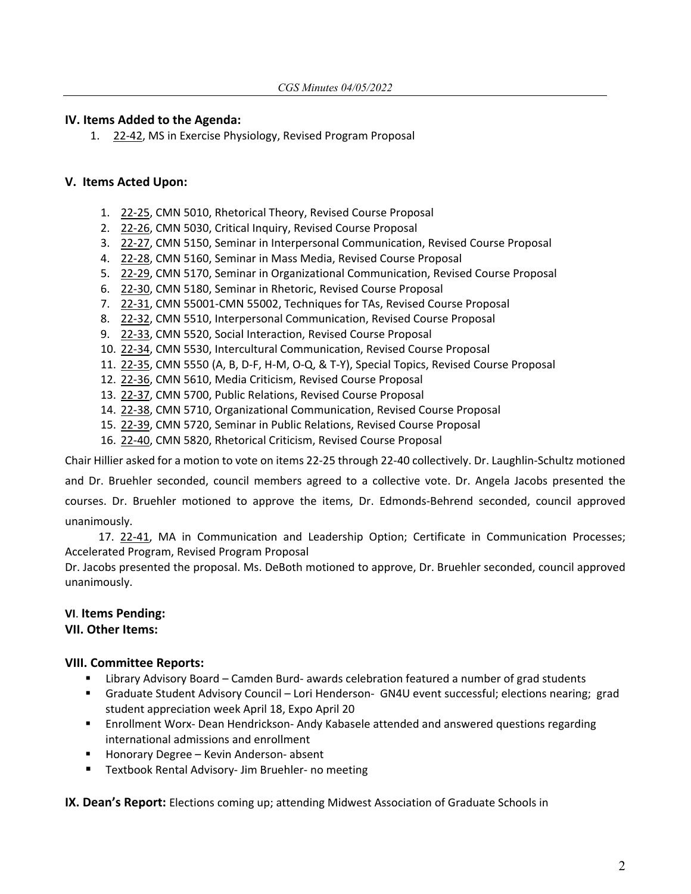## IV. Items Added to the Agenda:

1. 22-42, MS in Exercise Physiology, Revised Program Proposal

## V. Items Acted Upon:

1. 22-25, CMN 5010, Rhetorical Theory, Revised Course Proposal
2. 22-26, CMN 5030, Critical Inquiry, Revised Course Proposal
3. 22-27, CMN 5150, Seminar in Interpersonal Communication, Revised Course Proposal
4. 22-28, CMN 5160, Seminar in Mass Media, Revised Course Proposal
5. 22-29, CMN 5170, Seminar in Organizational Communication, Revised Course Proposal
6. 22-30, CMN 5180, Seminar in Rhetoric, Revised Course Proposal
7. 22-31, CMN 55001-CMN 55002, Techniques for TAs, Revised Course Proposal
8. 22-32, CMN 5510, Interpersonal Communication, Revised Course Proposal
9. 22-33, CMN 5520, Social Interaction, Revised Course Proposal
10. 22-34, CMN 5530, Intercultural Communication, Revised Course Proposal
11. 22-35, CMN 5550 (A, B, D-F, H-M, O-Q, & T-Y), Special Topics, Revised Course Proposal
12. 22-36, CMN 5610, Media Criticism, Revised Course Proposal
13. 22-37, CMN 5700, Public Relations, Revised Course Proposal
14. 22-38, CMN 5710, Organizational Communication, Revised Course Proposal
15. 22-39, CMN 5720, Seminar in Public Relations, Revised Course Proposal
16. 22-40, CMN 5820, Rhetorical Criticism, Revised Course Proposal

Chair Hillier asked for a motion to vote on items 22-25 through 22-40 collectively. Dr. Laughlin-Schultz motioned and Dr. Bruehler seconded, council members agreed to a collective vote. Dr. Angela Jacobs presented the courses. Dr. Bruehler motioned to approve the items, Dr. Edmonds-Behrend seconded, council approved unanimously.

17. 22-41, MA in Communication and Leadership Option; Certificate in Communication Processes; Accelerated Program, Revised Program Proposal

Dr. Jacobs presented the proposal. Ms. DeBoth motioned to approve, Dr. Bruehler seconded, council approved unanimously.

## VI. Items Pending:

## VII. Other Items:

## VIII. Committee Reports:

- Library Advisory Board – Camden Burd- awards celebration featured a number of grad students
- Graduate Student Advisory Council – Lori Henderson- GN4U event successful; elections nearing; grad student appreciation week April 18, Expo April 20
- Enrollment Worx- Dean Hendrickson- Andy Kabasele attended and answered questions regarding international admissions and enrollment
- Honorary Degree – Kevin Anderson- absent
- Textbook Rental Advisory- Jim Bruehler- no meeting

**IX. Dean's Report:** Elections coming up; attending Midwest Association of Graduate Schools in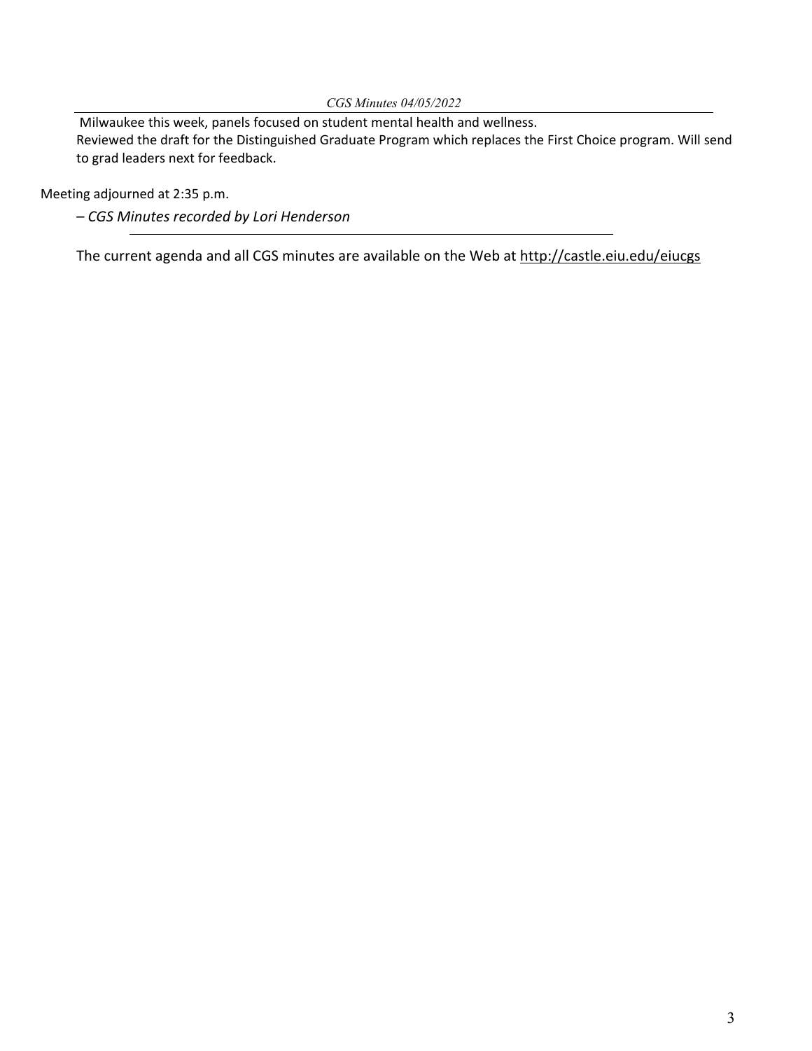Milwaukee this week, panels focused on student mental health and wellness.

Reviewed the draft for the Distinguished Graduate Program which replaces the First Choice program. Will send to grad leaders next for feedback.

Meeting adjourned at 2:35 p.m.

*– CGS Minutes recorded by Lori Henderson*

---

The current agenda and all CGS minutes are available on the Web at http://castle.eiu.edu/eiucgs